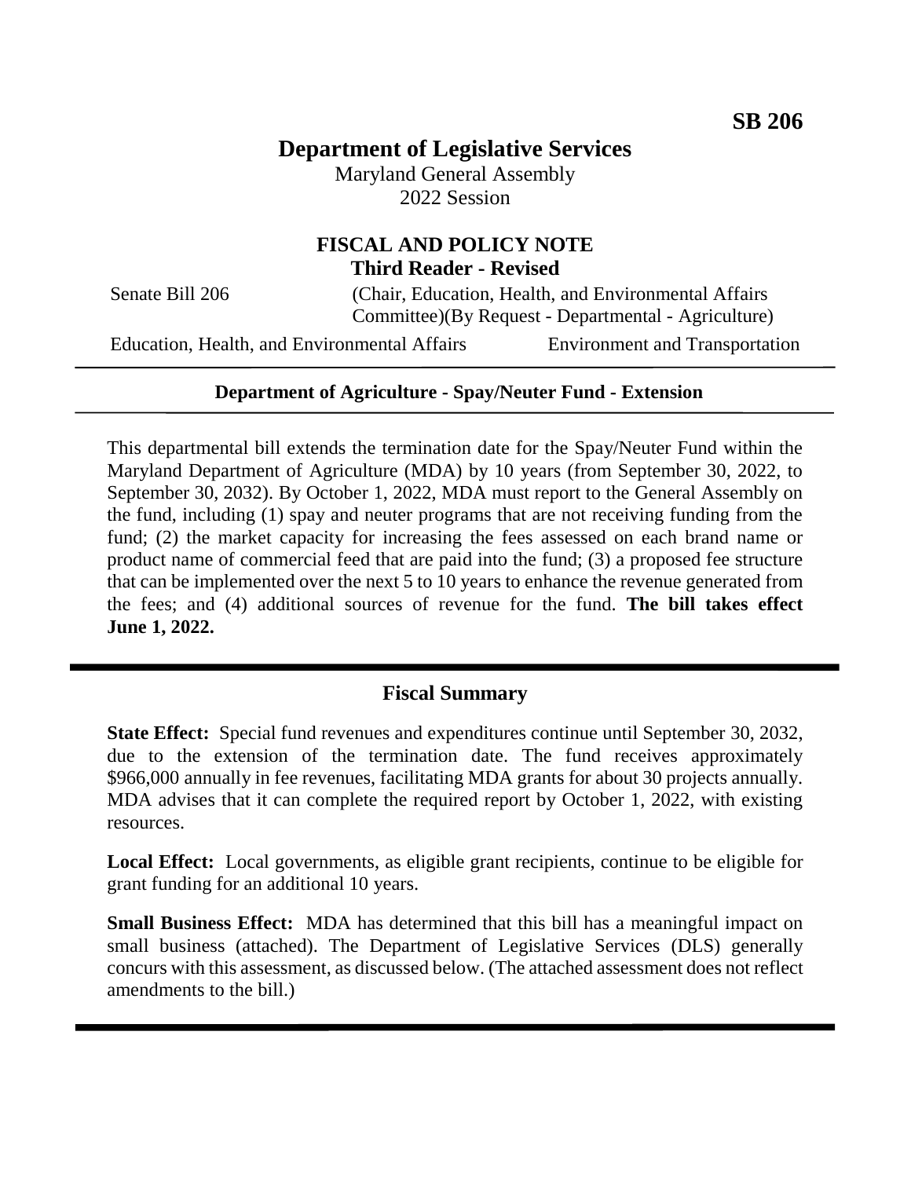**SB 206**

# Department of Legislative Services

Maryland General Assembly
2022 Session

## FISCAL AND POLICY NOTE
**Third Reader - Revised**

Senate Bill 206 (Chair, Education, Health, and Environmental Affairs Committee)(By Request - Departmental - Agriculture)

Education, Health, and Environmental Affairs Environment and Transportation

---

**Department of Agriculture - Spay/Neuter Fund - Extension**

---

This departmental bill extends the termination date for the Spay/Neuter Fund within the Maryland Department of Agriculture (MDA) by 10 years (from September 30, 2022, to September 30, 2032). By October 1, 2022, MDA must report to the General Assembly on the fund, including (1) spay and neuter programs that are not receiving funding from the fund; (2) the market capacity for increasing the fees assessed on each brand name or product name of commercial feed that are paid into the fund; (3) a proposed fee structure that can be implemented over the next 5 to 10 years to enhance the revenue generated from the fees; and (4) additional sources of revenue for the fund. **The bill takes effect June 1, 2022.**

---

## Fiscal Summary

**State Effect:** Special fund revenues and expenditures continue until September 30, 2032, due to the extension of the termination date. The fund receives approximately \$966,000 annually in fee revenues, facilitating MDA grants for about 30 projects annually. MDA advises that it can complete the required report by October 1, 2022, with existing resources.

**Local Effect:** Local governments, as eligible grant recipients, continue to be eligible for grant funding for an additional 10 years.

**Small Business Effect:** MDA has determined that this bill has a meaningful impact on small business (attached). The Department of Legislative Services (DLS) generally concurs with this assessment, as discussed below. (The attached assessment does not reflect amendments to the bill.)

---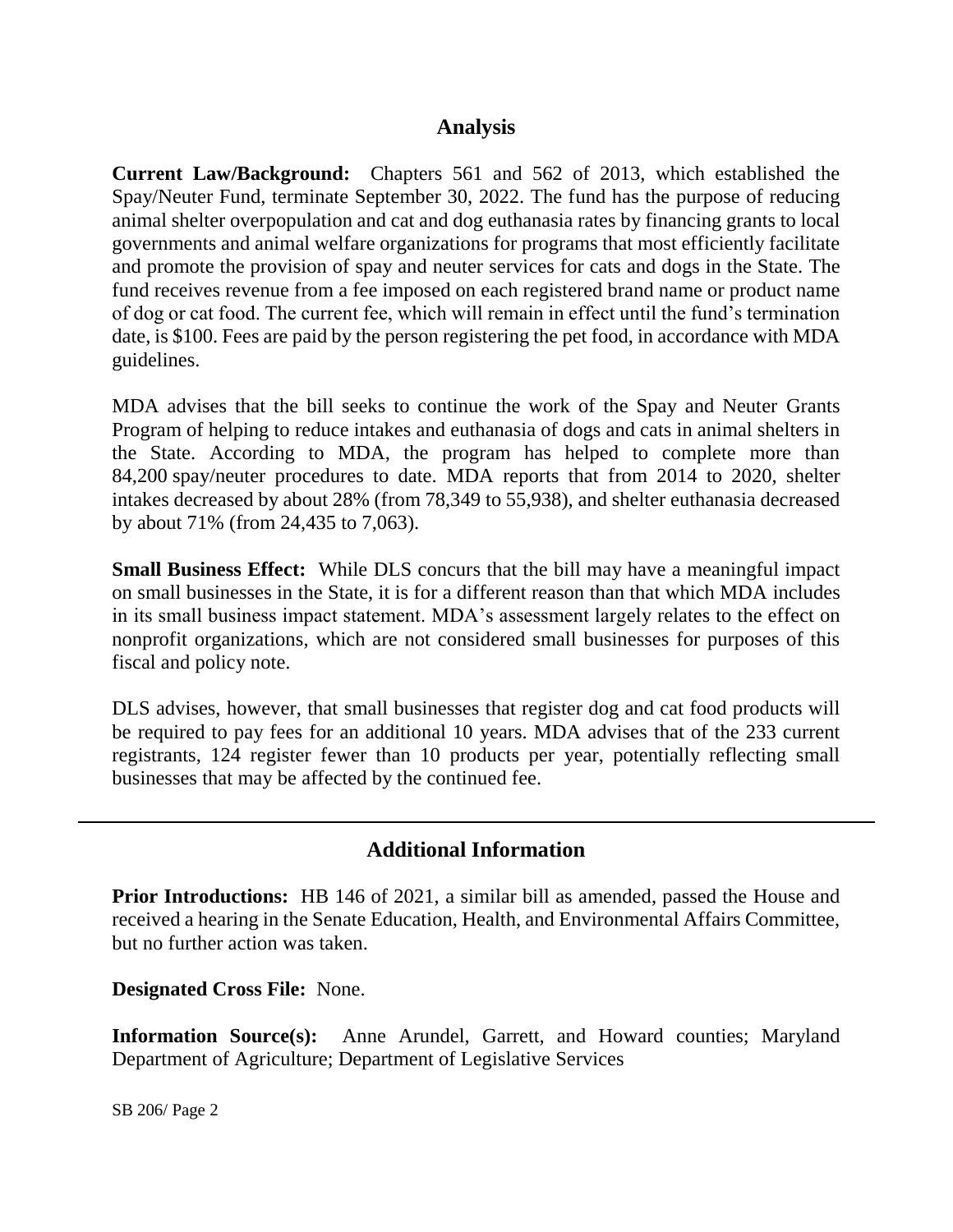## Analysis

**Current Law/Background:** Chapters 561 and 562 of 2013, which established the Spay/Neuter Fund, terminate September 30, 2022. The fund has the purpose of reducing animal shelter overpopulation and cat and dog euthanasia rates by financing grants to local governments and animal welfare organizations for programs that most efficiently facilitate and promote the provision of spay and neuter services for cats and dogs in the State. The fund receives revenue from a fee imposed on each registered brand name or product name of dog or cat food. The current fee, which will remain in effect until the fund's termination date, is $100. Fees are paid by the person registering the pet food, in accordance with MDA guidelines.

MDA advises that the bill seeks to continue the work of the Spay and Neuter Grants Program of helping to reduce intakes and euthanasia of dogs and cats in animal shelters in the State. According to MDA, the program has helped to complete more than 84,200 spay/neuter procedures to date. MDA reports that from 2014 to 2020, shelter intakes decreased by about 28% (from 78,349 to 55,938), and shelter euthanasia decreased by about 71% (from 24,435 to 7,063).

**Small Business Effect:** While DLS concurs that the bill may have a meaningful impact on small businesses in the State, it is for a different reason than that which MDA includes in its small business impact statement. MDA's assessment largely relates to the effect on nonprofit organizations, which are not considered small businesses for purposes of this fiscal and policy note.

DLS advises, however, that small businesses that register dog and cat food products will be required to pay fees for an additional 10 years. MDA advises that of the 233 current registrants, 124 register fewer than 10 products per year, potentially reflecting small businesses that may be affected by the continued fee.

---

## Additional Information

**Prior Introductions:** HB 146 of 2021, a similar bill as amended, passed the House and received a hearing in the Senate Education, Health, and Environmental Affairs Committee, but no further action was taken.

**Designated Cross File:** None.

**Information Source(s):** Anne Arundel, Garrett, and Howard counties; Maryland Department of Agriculture; Department of Legislative Services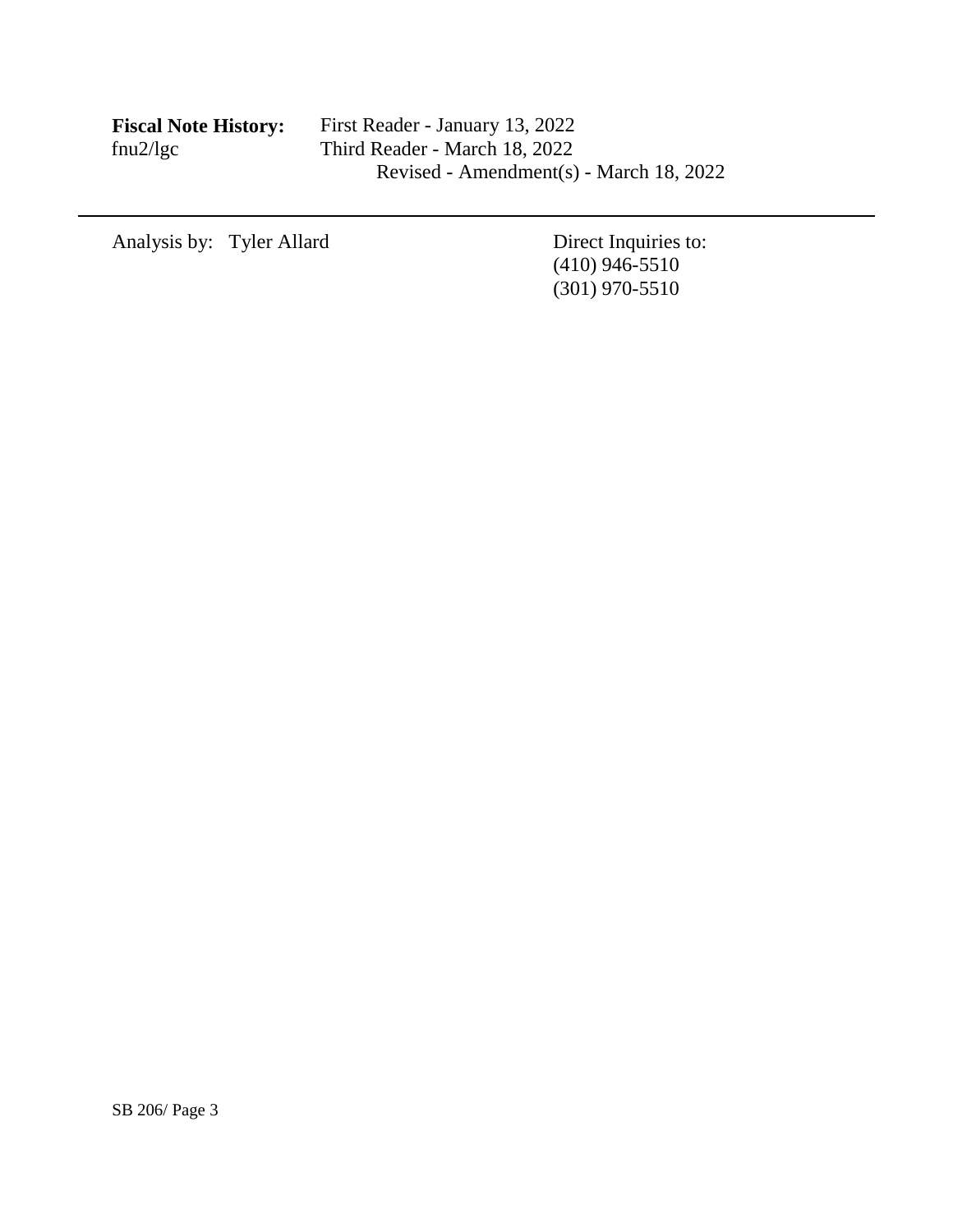**Fiscal Note History:** First Reader - January 13, 2022
fnu2/lgc Third Reader - March 18, 2022
Revised - Amendment(s) - March 18, 2022

---

Analysis by: Tyler Allard

Direct Inquiries to:
(410) 946-5510
(301) 970-5510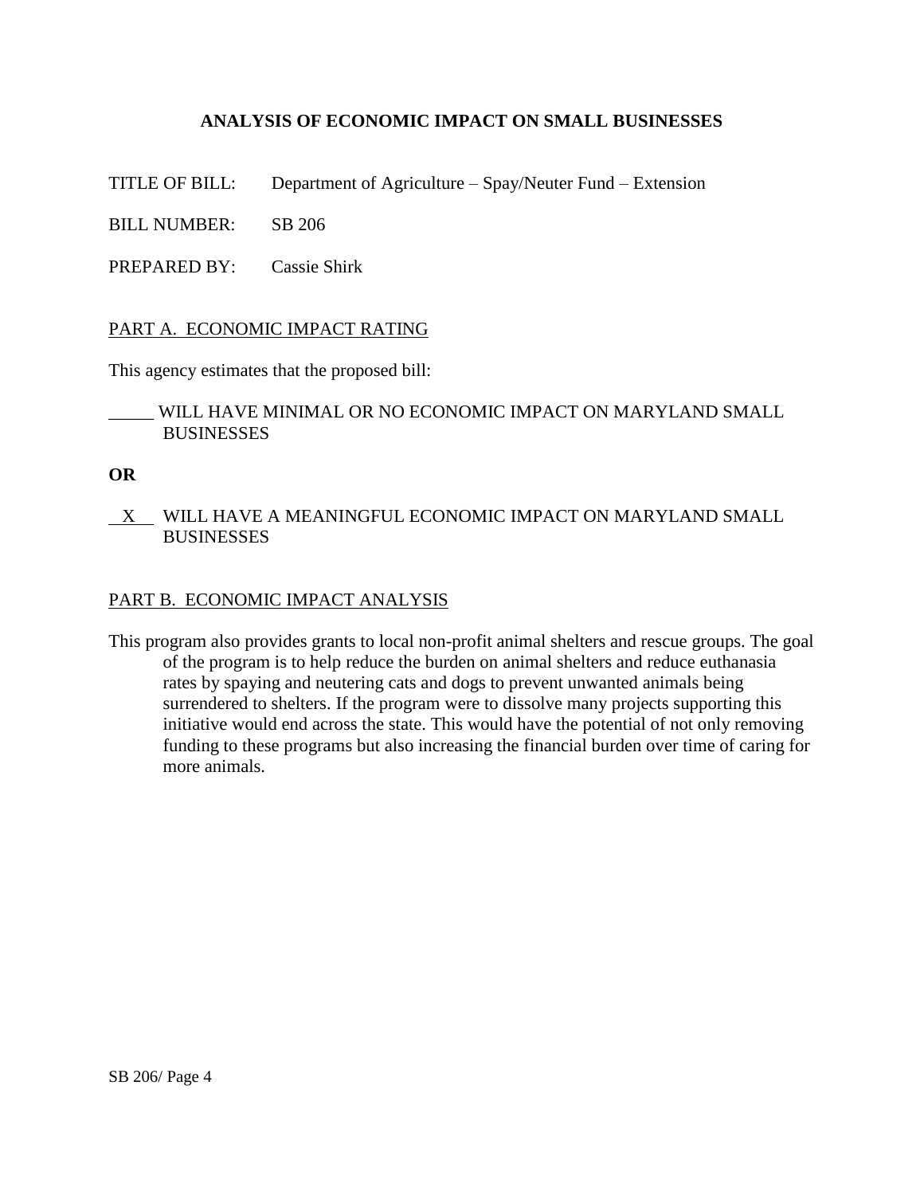**ANALYSIS OF ECONOMIC IMPACT ON SMALL BUSINESSES**

TITLE OF BILL: Department of Agriculture – Spay/Neuter Fund – Extension

BILL NUMBER: SB 206

PREPARED BY: Cassie Shirk

PART A. ECONOMIC IMPACT RATING

This agency estimates that the proposed bill:

_____ WILL HAVE MINIMAL OR NO ECONOMIC IMPACT ON MARYLAND SMALL BUSINESSES

**OR**

__X__ WILL HAVE A MEANINGFUL ECONOMIC IMPACT ON MARYLAND SMALL BUSINESSES

PART B. ECONOMIC IMPACT ANALYSIS

This program also provides grants to local non-profit animal shelters and rescue groups. The goal of the program is to help reduce the burden on animal shelters and reduce euthanasia rates by spaying and neutering cats and dogs to prevent unwanted animals being surrendered to shelters. If the program were to dissolve many projects supporting this initiative would end across the state. This would have the potential of not only removing funding to these programs but also increasing the financial burden over time of caring for more animals.